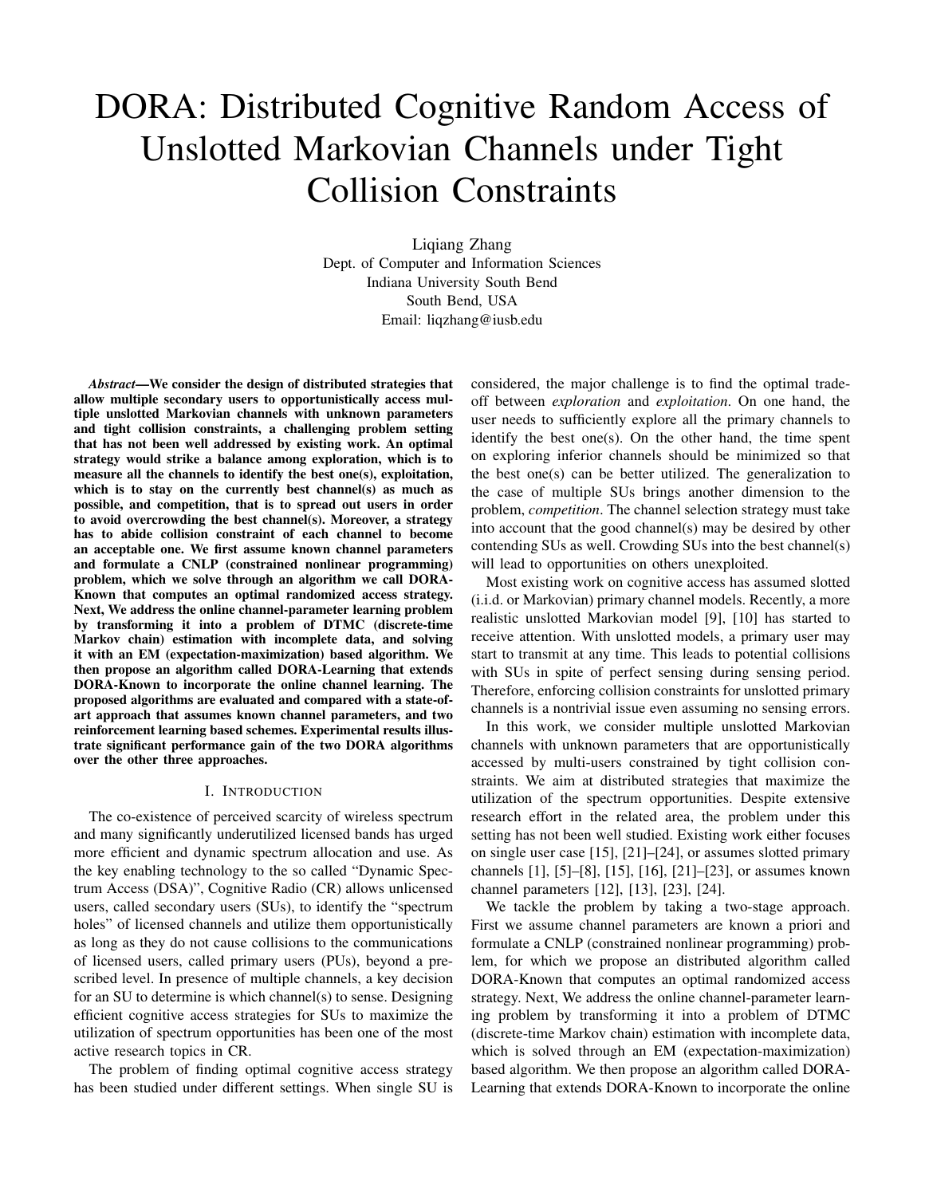# DORA: Distributed Cognitive Random Access of Unslotted Markovian Channels under Tight Collision Constraints

Liqiang Zhang
Dept. of Computer and Information Sciences
Indiana University South Bend
South Bend, USA
Email: liqzhang@iusb.edu

***Abstract*—We consider the design of distributed strategies that allow multiple secondary users to opportunistically access multiple unslotted Markovian channels with unknown parameters and tight collision constraints, a challenging problem setting that has not been well addressed by existing work. An optimal strategy would strike a balance among exploration, which is to measure all the channels to identify the best one(s), exploitation, which is to stay on the currently best channel(s) as much as possible, and competition, that is to spread out users in order to avoid overcrowding the best channel(s). Moreover, a strategy has to abide collision constraint of each channel to become an acceptable one. We first assume known channel parameters and formulate a CNLP (constrained nonlinear programming) problem, which we solve through an algorithm we call DORA-Known that computes an optimal randomized access strategy. Next, We address the online channel-parameter learning problem by transforming it into a problem of DTMC (discrete-time Markov chain) estimation with incomplete data, and solving it with an EM (expectation-maximization) based algorithm. We then propose an algorithm called DORA-Learning that extends DORA-Known to incorporate the online channel learning. The proposed algorithms are evaluated and compared with a state-of-art approach that assumes known channel parameters, and two reinforcement learning based schemes. Experimental results illustrate significant performance gain of the two DORA algorithms over the other three approaches.**

## I. Introduction

The co-existence of perceived scarcity of wireless spectrum and many significantly underutilized licensed bands has urged more efficient and dynamic spectrum allocation and use. As the key enabling technology to the so called "Dynamic Spectrum Access (DSA)", Cognitive Radio (CR) allows unlicensed users, called secondary users (SUs), to identify the "spectrum holes" of licensed channels and utilize them opportunistically as long as they do not cause collisions to the communications of licensed users, called primary users (PUs), beyond a prescribed level. In presence of multiple channels, a key decision for an SU to determine is which channel(s) to sense. Designing efficient cognitive access strategies for SUs to maximize the utilization of spectrum opportunities has been one of the most active research topics in CR.

The problem of finding optimal cognitive access strategy has been studied under different settings. When single SU is considered, the major challenge is to find the optimal trade-off between *exploration* and *exploitation*. On one hand, the user needs to sufficiently explore all the primary channels to identify the best one(s). On the other hand, the time spent on exploring inferior channels should be minimized so that the best one(s) can be better utilized. The generalization to the case of multiple SUs brings another dimension to the problem, *competition*. The channel selection strategy must take into account that the good channel(s) may be desired by other contending SUs as well. Crowding SUs into the best channel(s) will lead to opportunities on others unexploited.

Most existing work on cognitive access has assumed slotted (i.i.d. or Markovian) primary channel models. Recently, a more realistic unslotted Markovian model [9], [10] has started to receive attention. With unslotted models, a primary user may start to transmit at any time. This leads to potential collisions with SUs in spite of perfect sensing during sensing period. Therefore, enforcing collision constraints for unslotted primary channels is a nontrivial issue even assuming no sensing errors.

In this work, we consider multiple unslotted Markovian channels with unknown parameters that are opportunistically accessed by multi-users constrained by tight collision constraints. We aim at distributed strategies that maximize the utilization of the spectrum opportunities. Despite extensive research effort in the related area, the problem under this setting has not been well studied. Existing work either focuses on single user case [15], [21]–[24], or assumes slotted primary channels [1], [5]–[8], [15], [16], [21]–[23], or assumes known channel parameters [12], [13], [23], [24].

We tackle the problem by taking a two-stage approach. First we assume channel parameters are known a priori and formulate a CNLP (constrained nonlinear programming) problem, for which we propose an distributed algorithm called DORA-Known that computes an optimal randomized access strategy. Next, We address the online channel-parameter learning problem by transforming it into a problem of DTMC (discrete-time Markov chain) estimation with incomplete data, which is solved through an EM (expectation-maximization) based algorithm. We then propose an algorithm called DORA-Learning that extends DORA-Known to incorporate the online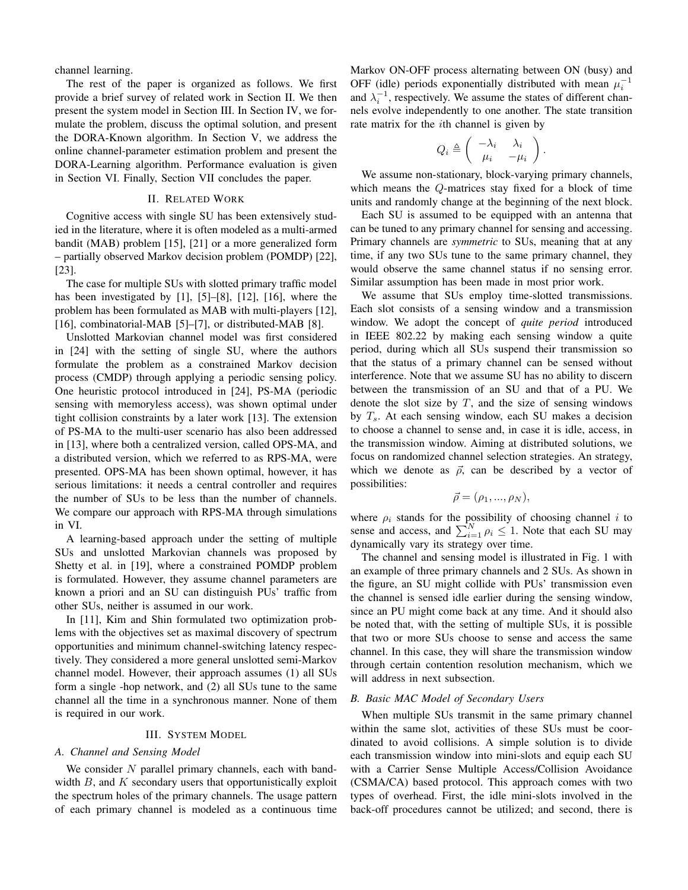channel learning.

The rest of the paper is organized as follows. We first provide a brief survey of related work in Section II. We then present the system model in Section III. In Section IV, we formulate the problem, discuss the optimal solution, and present the DORA-Known algorithm. In Section V, we address the online channel-parameter estimation problem and present the DORA-Learning algorithm. Performance evaluation is given in Section VI. Finally, Section VII concludes the paper.

## II. Related Work

Cognitive access with single SU has been extensively studied in the literature, where it is often modeled as a multi-armed bandit (MAB) problem [15], [21] or a more generalized form – partially observed Markov decision problem (POMDP) [22], [23].

The case for multiple SUs with slotted primary traffic model has been investigated by [1], [5]–[8], [12], [16], where the problem has been formulated as MAB with multi-players [12], [16], combinatorial-MAB [5]–[7], or distributed-MAB [8].

Unslotted Markovian channel model was first considered in [24] with the setting of single SU, where the authors formulate the problem as a constrained Markov decision process (CMDP) through applying a periodic sensing policy. One heuristic protocol introduced in [24], PS-MA (periodic sensing with memoryless access), was shown optimal under tight collision constraints by a later work [13]. The extension of PS-MA to the multi-user scenario has also been addressed in [13], where both a centralized version, called OPS-MA, and a distributed version, which we referred to as RPS-MA, were presented. OPS-MA has been shown optimal, however, it has serious limitations: it needs a central controller and requires the number of SUs to be less than the number of channels. We compare our approach with RPS-MA through simulations in VI.

A learning-based approach under the setting of multiple SUs and unslotted Markovian channels was proposed by Shetty et al. in [19], where a constrained POMDP problem is formulated. However, they assume channel parameters are known a priori and an SU can distinguish PUs' traffic from other SUs, neither is assumed in our work.

In [11], Kim and Shin formulated two optimization problems with the objectives set as maximal discovery of spectrum opportunities and minimum channel-switching latency respectively. They considered a more general unslotted semi-Markov channel model. However, their approach assumes (1) all SUs form a single -hop network, and (2) all SUs tune to the same channel all the time in a synchronous manner. None of them is required in our work.

## III. System Model

### A. Channel and Sensing Model

We consider $N$ parallel primary channels, each with bandwidth $B$, and $K$ secondary users that opportunistically exploit the spectrum holes of the primary channels. The usage pattern of each primary channel is modeled as a continuous time Markov ON-OFF process alternating between ON (busy) and OFF (idle) periods exponentially distributed with mean $\mu_i^{-1}$ and $\lambda_i^{-1}$, respectively. We assume the states of different channels evolve independently to one another. The state transition rate matrix for the $i$th channel is given by

$$Q_i \triangleq \begin{pmatrix} -\lambda_i & \lambda_i \\ \mu_i & -\mu_i \end{pmatrix}.$$

We assume non-stationary, block-varying primary channels, which means the $Q$-matrices stay fixed for a block of time units and randomly change at the beginning of the next block.

Each SU is assumed to be equipped with an antenna that can be tuned to any primary channel for sensing and accessing. Primary channels are *symmetric* to SUs, meaning that at any time, if any two SUs tune to the same primary channel, they would observe the same channel status if no sensing error. Similar assumption has been made in most prior work.

We assume that SUs employ time-slotted transmissions. Each slot consists of a sensing window and a transmission window. We adopt the concept of *quite period* introduced in IEEE 802.22 by making each sensing window a quite period, during which all SUs suspend their transmission so that the status of a primary channel can be sensed without interference. Note that we assume SU has no ability to discern between the transmission of an SU and that of a PU. We denote the slot size by $T$, and the size of sensing windows by $T_s$. At each sensing window, each SU makes a decision to choose a channel to sense and, in case it is idle, access, in the transmission window. Aiming at distributed solutions, we focus on randomized channel selection strategies. An strategy, which we denote as $\vec{\rho}$, can be described by a vector of possibilities:

$$\vec{\rho} = (\rho_1, ..., \rho_N),$$

where $\rho_i$ stands for the possibility of choosing channel $i$ to sense and access, and $\sum_{i=1}^{N} \rho_i \leq 1$. Note that each SU may dynamically vary its strategy over time.

The channel and sensing model is illustrated in Fig. 1 with an example of three primary channels and 2 SUs. As shown in the figure, an SU might collide with PUs' transmission even the channel is sensed idle earlier during the sensing window, since an PU might come back at any time. And it should also be noted that, with the setting of multiple SUs, it is possible that two or more SUs choose to sense and access the same channel. In this case, they will share the transmission window through certain contention resolution mechanism, which we will address in next subsection.

### B. Basic MAC Model of Secondary Users

When multiple SUs transmit in the same primary channel within the same slot, activities of these SUs must be coordinated to avoid collisions. A simple solution is to divide each transmission window into mini-slots and equip each SU with a Carrier Sense Multiple Access/Collision Avoidance (CSMA/CA) based protocol. This approach comes with two types of overhead. First, the idle mini-slots involved in the back-off procedures cannot be utilized; and second, there is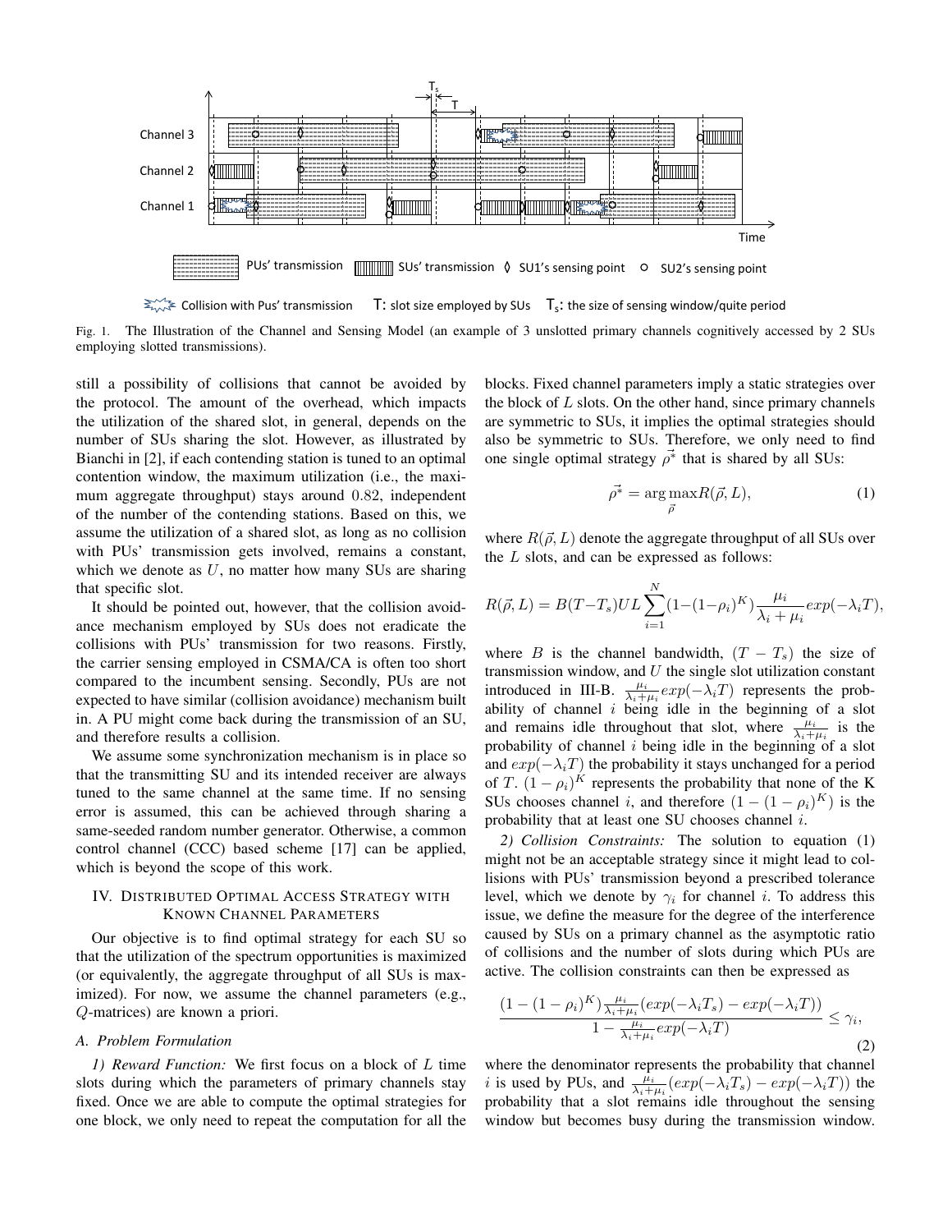Channel 3

Channel 2

Channel 1

Time

$T_s$

T

PUs' transmission SUs' transmission SU1's sensing point SU2's sensing point

Collision with Pus' transmission T: slot size employed by SUs $T_s$: the size of sensing window/quite period

Fig. 1. The Illustration of the Channel and Sensing Model (an example of 3 unslotted primary channels cognitively accessed by 2 SUs employing slotted transmissions).

still a possibility of collisions that cannot be avoided by the protocol. The amount of the overhead, which impacts the utilization of the shared slot, in general, depends on the number of SUs sharing the slot. However, as illustrated by Bianchi in [2], if each contending station is tuned to an optimal contention window, the maximum utilization (i.e., the maximum aggregate throughput) stays around 0.82, independent of the number of the contending stations. Based on this, we assume the utilization of a shared slot, as long as no collision with PUs' transmission gets involved, remains a constant, which we denote as $U$, no matter how many SUs are sharing that specific slot.

It should be pointed out, however, that the collision avoidance mechanism employed by SUs does not eradicate the collisions with PUs' transmission for two reasons. Firstly, the carrier sensing employed in CSMA/CA is often too short compared to the incumbent sensing. Secondly, PUs are not expected to have similar (collision avoidance) mechanism built in. A PU might come back during the transmission of an SU, and therefore results a collision.

We assume some synchronization mechanism is in place so that the transmitting SU and its intended receiver are always tuned to the same channel at the same time. If no sensing error is assumed, this can be achieved through sharing a same-seeded random number generator. Otherwise, a common control channel (CCC) based scheme [17] can be applied, which is beyond the scope of this work.

## IV. Distributed Optimal Access Strategy with Known Channel Parameters

Our objective is to find optimal strategy for each SU so that the utilization of the spectrum opportunities is maximized (or equivalently, the aggregate throughput of all SUs is maximized). For now, we assume the channel parameters (e.g., $Q$-matrices) are known a priori.

### A. Problem Formulation

*1) Reward Function:* We first focus on a block of $L$ time slots during which the parameters of primary channels stay fixed. Once we are able to compute the optimal strategies for one block, we only need to repeat the computation for all the blocks. Fixed channel parameters imply a static strategies over the block of $L$ slots. On the other hand, since primary channels are symmetric to SUs, it implies the optimal strategies should also be symmetric to SUs. Therefore, we only need to find one single optimal strategy $\vec{\rho^*}$ that is shared by all SUs:

$$\vec{\rho^*} = \arg\max_{\vec{\rho}} R(\vec{\rho}, L), \tag{1}$$

where $R(\vec{\rho}, L)$ denote the aggregate throughput of all SUs over the $L$ slots, and can be expressed as follows:

$$R(\vec{\rho}, L) = B(T-T_s)UL\sum_{i=1}^{N}(1-(1-\rho_i)^K)\frac{\mu_i}{\lambda_i+\mu_i}exp(-\lambda_i T),$$

where $B$ is the channel bandwidth, $(T - T_s)$ the size of transmission window, and $U$ the single slot utilization constant introduced in III-B. $\frac{\mu_i}{\lambda_i+\mu_i}exp(-\lambda_i T)$ represents the probability of channel $i$ being idle in the beginning of a slot and remains idle throughout that slot, where $\frac{\mu_i}{\lambda_i+\mu_i}$ is the probability of channel $i$ being idle in the beginning of a slot and $exp(-\lambda_i T)$ the probability it stays unchanged for a period of $T$. $(1 - \rho_i)^K$ represents the probability that none of the K SUs chooses channel $i$, and therefore $(1 - (1 - \rho_i)^K)$ is the probability that at least one SU chooses channel $i$.

*2) Collision Constraints:* The solution to equation (1) might not be an acceptable strategy since it might lead to collisions with PUs' transmission beyond a prescribed tolerance level, which we denote by $\gamma_i$ for channel $i$. To address this issue, we define the measure for the degree of the interference caused by SUs on a primary channel as the asymptotic ratio of collisions and the number of slots during which PUs are active. The collision constraints can then be expressed as

$$\frac{(1-(1-\rho_i)^K)\frac{\mu_i}{\lambda_i+\mu_i}(exp(-\lambda_i T_s) - exp(-\lambda_i T))}{1 - \frac{\mu_i}{\lambda_i+\mu_i}exp(-\lambda_i T)} \leq \gamma_i, \tag{2}$$

where the denominator represents the probability that channel $i$ is used by PUs, and $\frac{\mu_i}{\lambda_i+\mu_i}(exp(-\lambda_i T_s) - exp(-\lambda_i T))$ the probability that a slot remains idle throughout the sensing window but becomes busy during the transmission window.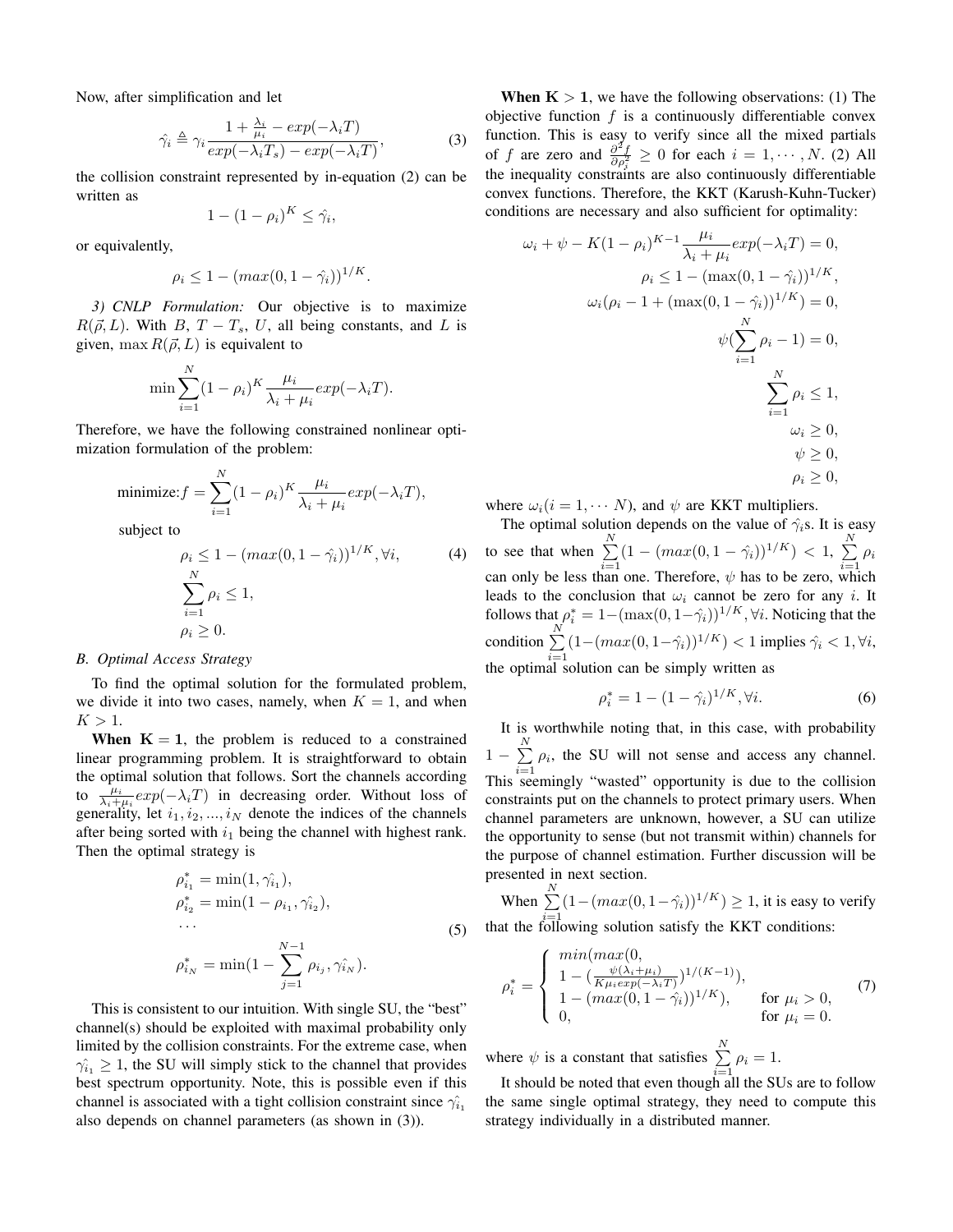Now, after simplification and let

$$\hat{\gamma_i} \triangleq \gamma_i \frac{1 + \frac{\lambda_i}{\mu_i} - exp(-\lambda_i T)}{exp(-\lambda_i T_s) - exp(-\lambda_i T)}, \quad (3)$$

the collision constraint represented by in-equation (2) can be written as

$$1 - (1 - \rho_i)^K \leq \hat{\gamma_i},$$

or equivalently,

$$\rho_i \leq 1 - (max(0, 1 - \hat{\gamma_i}))^{1/K}.$$

*3) CNLP Formulation:* Our objective is to maximize $R(\vec{\rho}, L)$. With $B$, $T - T_s$, $U$, all being constants, and $L$ is given, $\max R(\vec{\rho}, L)$ is equivalent to

$$\min \sum_{i=1}^{N} (1 - \rho_i)^K \frac{\mu_i}{\lambda_i + \mu_i} exp(-\lambda_i T).$$

Therefore, we have the following constrained nonlinear optimization formulation of the problem:

$$\text{minimize:} f = \sum_{i=1}^{N} (1 - \rho_i)^K \frac{\mu_i}{\lambda_i + \mu_i} exp(-\lambda_i T),$$

subject to

$$\begin{aligned} &\rho_i \leq 1 - (max(0, 1 - \hat{\gamma_i}))^{1/K}, \forall i, \\ &\sum_{i=1}^{N} \rho_i \leq 1, \\ &\rho_i \geq 0. \end{aligned} \quad (4)$$

*B. Optimal Access Strategy*

To find the optimal solution for the formulated problem, we divide it into two cases, namely, when $K = 1$, and when $K > 1$.

**When $\mathbf{K = 1}$**, the problem is reduced to a constrained linear programming problem. It is straightforward to obtain the optimal solution that follows. Sort the channels according to $\frac{\mu_i}{\lambda_i + \mu_i} exp(-\lambda_i T)$ in decreasing order. Without loss of generality, let $i_1, i_2, ..., i_N$ denote the indices of the channels after being sorted with $i_1$ being the channel with highest rank. Then the optimal strategy is

$$\begin{aligned} &\rho_{i_1}^* = \min(1, \hat{\gamma_{i_1}}), \\ &\rho_{i_2}^* = \min(1 - \rho_{i_1}, \hat{\gamma_{i_2}}), \\ &\cdots \\ &\rho_{i_N}^* = \min(1 - \sum_{j=1}^{N-1} \rho_{i_j}, \hat{\gamma_{i_N}}). \end{aligned} \quad (5)$$

This is consistent to our intuition. With single SU, the "best" channel(s) should be exploited with maximal probability only limited by the collision constraints. For the extreme case, when $\hat{\gamma_{i_1}} \geq 1$, the SU will simply stick to the channel that provides best spectrum opportunity. Note, this is possible even if this channel is associated with a tight collision constraint since $\hat{\gamma_{i_1}}$ also depends on channel parameters (as shown in (3)).

**When $\mathbf{K > 1}$**, we have the following observations: (1) The objective function $f$ is a continuously differentiable convex function. This is easy to verify since all the mixed partials of $f$ are zero and $\frac{\partial^2 f}{\partial \rho_i^2} \geq 0$ for each $i = 1, \cdots, N$. (2) All the inequality constraints are also continuously differentiable convex functions. Therefore, the KKT (Karush-Kuhn-Tucker) conditions are necessary and also sufficient for optimality:

$$\begin{aligned} \omega_i + \psi - K(1 - \rho_i)^{K-1} \frac{\mu_i}{\lambda_i + \mu_i} exp(-\lambda_i T) = 0, \\ \rho_i \leq 1 - (\max(0, 1 - \hat{\gamma_i}))^{1/K}, \\ \omega_i(\rho_i - 1 + (\max(0, 1 - \hat{\gamma_i}))^{1/K}) = 0, \\ \psi(\sum_{i=1}^{N} \rho_i - 1) = 0, \\ \sum_{i=1}^{N} \rho_i \leq 1, \\ \omega_i \geq 0, \\ \psi \geq 0, \\ \rho_i \geq 0, \end{aligned}$$

where $\omega_i (i = 1, \cdots N)$, and $\psi$ are KKT multipliers.

The optimal solution depends on the value of $\hat{\gamma_i}$s. It is easy to see that when $\sum_{i=1}^{N} (1 - (max(0, 1 - \hat{\gamma_i}))^{1/K}) < 1$, $\sum_{i=1}^{N} \rho_i$ can only be less than one. Therefore, $\psi$ has to be zero, which leads to the conclusion that $\omega_i$ cannot be zero for any $i$. It follows that $\rho_i^* = 1 - (\max(0, 1 - \hat{\gamma_i}))^{1/K}, \forall i$. Noticing that the condition $\sum_{i=1}^{N} (1 - (max(0, 1 - \hat{\gamma_i}))^{1/K}) < 1$ implies $\hat{\gamma_i} < 1, \forall i$, the optimal solution can be simply written as

$$\rho_i^* = 1 - (1 - \hat{\gamma_i})^{1/K}, \forall i. \quad (6)$$

It is worthwhile noting that, in this case, with probability $1 - \sum_{i=1}^{N} \rho_i$, the SU will not sense and access any channel. This seemingly "wasted" opportunity is due to the collision constraints put on the channels to protect primary users. When channel parameters are unknown, however, a SU can utilize the opportunity to sense (but not transmit within) channels for the purpose of channel estimation. Further discussion will be presented in next section.

When $\sum_{i=1}^{N} (1 - (max(0, 1 - \hat{\gamma_i}))^{1/K}) \geq 1$, it is easy to verify that the following solution satisfy the KKT conditions:

$$\rho_i^* = \begin{cases} min(max(0, \\ 1 - (\frac{\psi(\lambda_i + \mu_i)}{K \mu_i exp(-\lambda_i T)})^{1/(K-1)}), \\ 1 - (max(0, 1 - \hat{\gamma_i}))^{1/K}), & \text{for } \mu_i > 0, \\ 0, & \text{for } \mu_i = 0. \end{cases} \quad (7)$$

where $\psi$ is a constant that satisfies $\sum_{i=1}^{N} \rho_i = 1$.

It should be noted that even though all the SUs are to follow the same single optimal strategy, they need to compute this strategy individually in a distributed manner.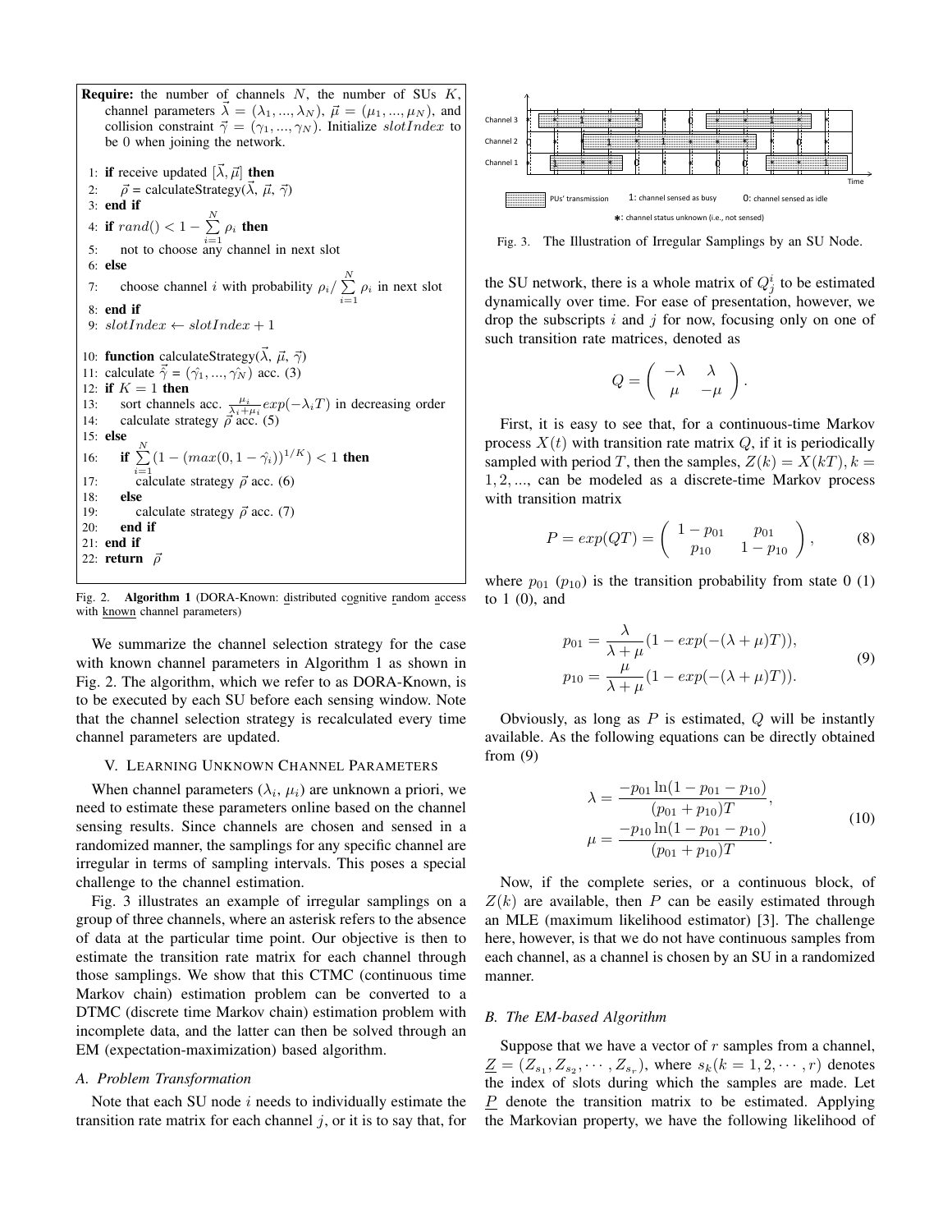**Require:** the number of channels $N$, the number of SUs $K$, channel parameters $\vec{\lambda} = (\lambda_1, ..., \lambda_N)$, $\vec{\mu} = (\mu_1, ..., \mu_N)$, and collision constraint $\vec{\gamma} = (\gamma_1, ..., \gamma_N)$. Initialize $slotIndex$ to be 0 when joining the network.

```
1: if receive updated [λ⃗, μ⃗] then
2:     ρ⃗ = calculateStrategy(λ⃗, μ⃗, γ⃗)
3: end if
4: if rand() < 1 − Σ_{i=1}^{N} ρ_i then
5:     not to choose any channel in next slot
6: else
7:     choose channel i with probability ρ_i / Σ_{i=1}^{N} ρ_i in next slot
8: end if
9: slotIndex ← slotIndex + 1

10: function calculateStrategy(λ⃗, μ⃗, γ⃗)
11: calculate γ̂⃗ = (γ̂_1, ..., γ̂_N) acc. (3)
12: if K = 1 then
13:     sort channels acc. μ_i/(λ_i+μ_i) exp(−λ_i T) in decreasing order
14:     calculate strategy ρ⃗ acc. (5)
15: else
16:     if Σ_{i=1}^{N} (1 − (max(0, 1 − γ̂_i))^{1/K}) < 1 then
17:         calculate strategy ρ⃗ acc. (6)
18:     else
19:         calculate strategy ρ⃗ acc. (7)
20:     end if
21: end if
22: return ρ⃗
```

Fig. 2. **Algorithm 1** (DORA-Known: distributed cognitive random access with known channel parameters)

We summarize the channel selection strategy for the case with known channel parameters in Algorithm 1 as shown in Fig. 2. The algorithm, which we refer to as DORA-Known, is to be executed by each SU before each sensing window. Note that the channel selection strategy is recalculated every time channel parameters are updated.

## V. Learning Unknown Channel Parameters

When channel parameters ($\lambda_i$, $\mu_i$) are unknown a priori, we need to estimate these parameters online based on the channel sensing results. Since channels are chosen and sensed in a randomized manner, the samplings for any specific channel are irregular in terms of sampling intervals. This poses a special challenge to the channel estimation.

Fig. 3 illustrates an example of irregular samplings on a group of three channels, where an asterisk refers to the absence of data at the particular time point. Our objective is then to estimate the transition rate matrix for each channel through those samplings. We show that this CTMC (continuous time Markov chain) estimation problem can be converted to a DTMC (discrete time Markov chain) estimation problem with incomplete data, and the latter can then be solved through an EM (expectation-maximization) based algorithm.

### A. Problem Transformation

Note that each SU node $i$ needs to individually estimate the transition rate matrix for each channel $j$, or it is to say that, for the SU network, there is a whole matrix of $Q_j^i$ to be estimated dynamically over time. For ease of presentation, however, we drop the subscripts $i$ and $j$ for now, focusing only on one of such transition rate matrices, denoted as

$$Q = \begin{pmatrix} -\lambda & \lambda \\ \mu & -\mu \end{pmatrix}.$$

Fig. 3. The Illustration of Irregular Samplings by an SU Node.

First, it is easy to see that, for a continuous-time Markov process $X(t)$ with transition rate matrix $Q$, if it is periodically sampled with period $T$, then the samples, $Z(k) = X(kT), k = 1, 2, ...$, can be modeled as a discrete-time Markov process with transition matrix

$$P = exp(QT) = \begin{pmatrix} 1 - p_{01} & p_{01} \\ p_{10} & 1 - p_{10} \end{pmatrix}, \tag{8}$$

where $p_{01}$ ($p_{10}$) is the transition probability from state 0 (1) to 1 (0), and

$$\begin{aligned} p_{01} &= \frac{\lambda}{\lambda + \mu}(1 - exp(-(\lambda + \mu)T)), \\ p_{10} &= \frac{\mu}{\lambda + \mu}(1 - exp(-(\lambda + \mu)T)). \end{aligned} \tag{9}$$

Obviously, as long as $P$ is estimated, $Q$ will be instantly available. As the following equations can be directly obtained from (9)

$$\begin{aligned} \lambda &= \frac{-p_{01} \ln(1 - p_{01} - p_{10})}{(p_{01} + p_{10})T}, \\ \mu &= \frac{-p_{10} \ln(1 - p_{01} - p_{10})}{(p_{01} + p_{10})T}. \end{aligned} \tag{10}$$

Now, if the complete series, or a continuous block, of $Z(k)$ are available, then $P$ can be easily estimated through an MLE (maximum likelihood estimator) [3]. The challenge here, however, is that we do not have continuous samples from each channel, as a channel is chosen by an SU in a randomized manner.

### B. The EM-based Algorithm

Suppose that we have a vector of $r$ samples from a channel, $\underline{Z} = (Z_{s_1}, Z_{s_2}, \cdots, Z_{s_r})$, where $s_k (k = 1, 2, \cdots, r)$ denotes the index of slots during which the samples are made. Let $\underline{P}$ denote the transition matrix to be estimated. Applying the Markovian property, we have the following likelihood of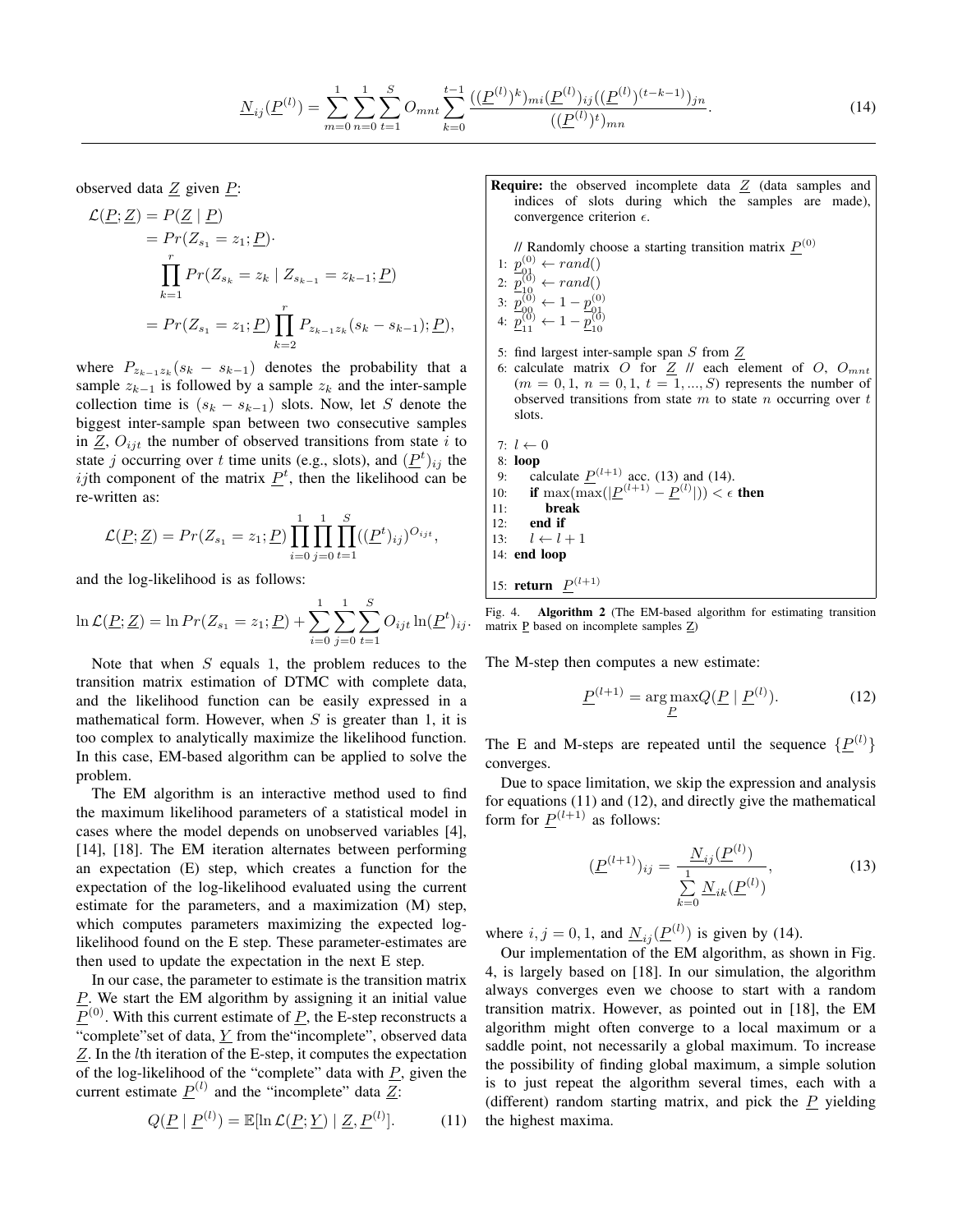$$\underline{N}_{ij}(\underline{P}^{(l)}) = \sum_{m=0}^{1}\sum_{n=0}^{1}\sum_{t=1}^{S} O_{mnt} \sum_{k=0}^{t-1} \frac{((\underline{P}^{(l)})^k)_{mi}(\underline{P}^{(l)})_{ij}((\underline{P}^{(l)})^{(t-k-1)})_{jn}}{((\underline{P}^{(l)})^t)_{mn}}. \tag{14}$$

observed data $\underline{Z}$ given $\underline{P}$:

$$\begin{aligned}\mathcal{L}(\underline{P};\underline{Z}) &= P(\underline{Z} \mid \underline{P}) \\ &= Pr(Z_{s_1} = z_1; \underline{P}) \cdot \\ &\quad \prod_{k=1}^{r} Pr(Z_{s_k} = z_k \mid Z_{s_{k-1}} = z_{k-1}; \underline{P}) \\ &= Pr(Z_{s_1} = z_1; \underline{P}) \prod_{k=2}^{r} P_{z_{k-1}z_k}(s_k - s_{k-1}); \underline{P}),\end{aligned}$$

where $P_{z_{k-1}z_k}(s_k - s_{k-1})$ denotes the probability that a sample $z_{k-1}$ is followed by a sample $z_k$ and the inter-sample collection time is $(s_k - s_{k-1})$ slots. Now, let $S$ denote the biggest inter-sample span between two consecutive samples in $\underline{Z}$, $O_{ijt}$ the number of observed transitions from state $i$ to state $j$ occurring over $t$ time units (e.g., slots), and $(\underline{P}^t)_{ij}$ the $ij$th component of the matrix $\underline{P}^t$, then the likelihood can be re-written as:

$$\mathcal{L}(\underline{P};\underline{Z}) = Pr(Z_{s_1} = z_1; \underline{P}) \prod_{i=0}^{1}\prod_{j=0}^{1}\prod_{t=1}^{S}((\underline{P}^t)_{ij})^{O_{ijt}},$$

and the log-likelihood is as follows:

$$\ln \mathcal{L}(\underline{P};\underline{Z}) = \ln Pr(Z_{s_1} = z_1; \underline{P}) + \sum_{i=0}^{1}\sum_{j=0}^{1}\sum_{t=1}^{S} O_{ijt} \ln(\underline{P}^t)_{ij}.$$

Note that when $S$ equals 1, the problem reduces to the transition matrix estimation of DTMC with complete data, and the likelihood function can be easily expressed in a mathematical form. However, when $S$ is greater than 1, it is too complex to analytically maximize the likelihood function. In this case, EM-based algorithm can be applied to solve the problem.

The EM algorithm is an interactive method used to find the maximum likelihood parameters of a statistical model in cases where the model depends on unobserved variables [4], [14], [18]. The EM iteration alternates between performing an expectation (E) step, which creates a function for the expectation of the log-likelihood evaluated using the current estimate for the parameters, and a maximization (M) step, which computes parameters maximizing the expected log-likelihood found on the E step. These parameter-estimates are then used to update the expectation in the next E step.

In our case, the parameter to estimate is the transition matrix $\underline{P}$. We start the EM algorithm by assigning it an initial value $\underline{P}^{(0)}$. With this current estimate of $\underline{P}$, the E-step reconstructs a "complete"set of data, $\underline{Y}$ from the"incomplete", observed data $\underline{Z}$. In the $l$th iteration of the E-step, it computes the expectation of the log-likelihood of the "complete" data with $\underline{P}$, given the current estimate $\underline{P}^{(l)}$ and the "incomplete" data $\underline{Z}$:

$$Q(\underline{P} \mid \underline{P}^{(l)}) = \mathbb{E}[\ln \mathcal{L}(\underline{P};\underline{Y}) \mid \underline{Z}, \underline{P}^{(l)}]. \tag{11}$$

**Require:** the observed incomplete data $\underline{Z}$ (data samples and indices of slots during which the samples are made), convergence criterion $\epsilon$.

```
    // Randomly choose a starting transition matrix P^(0)
 1: p_01^(0) ← rand()
 2: p_10^(0) ← rand()
 3: p_00^(0) ← 1 − p_01^(0)
 4: p_11^(0) ← 1 − p_10^(0)

 5: find largest inter-sample span S from Z
 6: calculate matrix O for Z // each element of O, O_mnt
    (m = 0,1, n = 0,1, t = 1,...,S) represents the number of
    observed transitions from state m to state n occurring over t
    slots.

 7: l ← 0
 8: loop
 9:    calculate P^(l+1) acc. (13) and (14).
10:    if max(max(|P^(l+1) − P^(l)|)) < ε then
11:       break
12:    end if
13:    l ← l + 1
14: end loop

15: return P^(l+1)
```

Fig. 4. **Algorithm 2** (The EM-based algorithm for estimating transition matrix $\underline{P}$ based on incomplete samples $\underline{Z}$)

The M-step then computes a new estimate:

$$\underline{P}^{(l+1)} = \arg\max_{\underline{P}} Q(\underline{P} \mid \underline{P}^{(l)}). \tag{12}$$

The E and M-steps are repeated until the sequence $\{\underline{P}^{(l)}\}$ converges.

Due to space limitation, we skip the expression and analysis for equations (11) and (12), and directly give the mathematical form for $\underline{P}^{(l+1)}$ as follows:

$$(\underline{P}^{(l+1)})_{ij} = \frac{\underline{N}_{ij}(\underline{P}^{(l)})}{\sum_{k=0}^{1} \underline{N}_{ik}(\underline{P}^{(l)})}, \tag{13}$$

where $i, j = 0, 1$, and $\underline{N}_{ij}(\underline{P}^{(l)})$ is given by (14).

Our implementation of the EM algorithm, as shown in Fig. 4, is largely based on [18]. In our simulation, the algorithm always converges even we choose to start with a random transition matrix. However, as pointed out in [18], the EM algorithm might often converge to a local maximum or a saddle point, not necessarily a global maximum. To increase the possibility of finding global maximum, a simple solution is to just repeat the algorithm several times, each with a (different) random starting matrix, and pick the $\underline{P}$ yielding the highest maxima.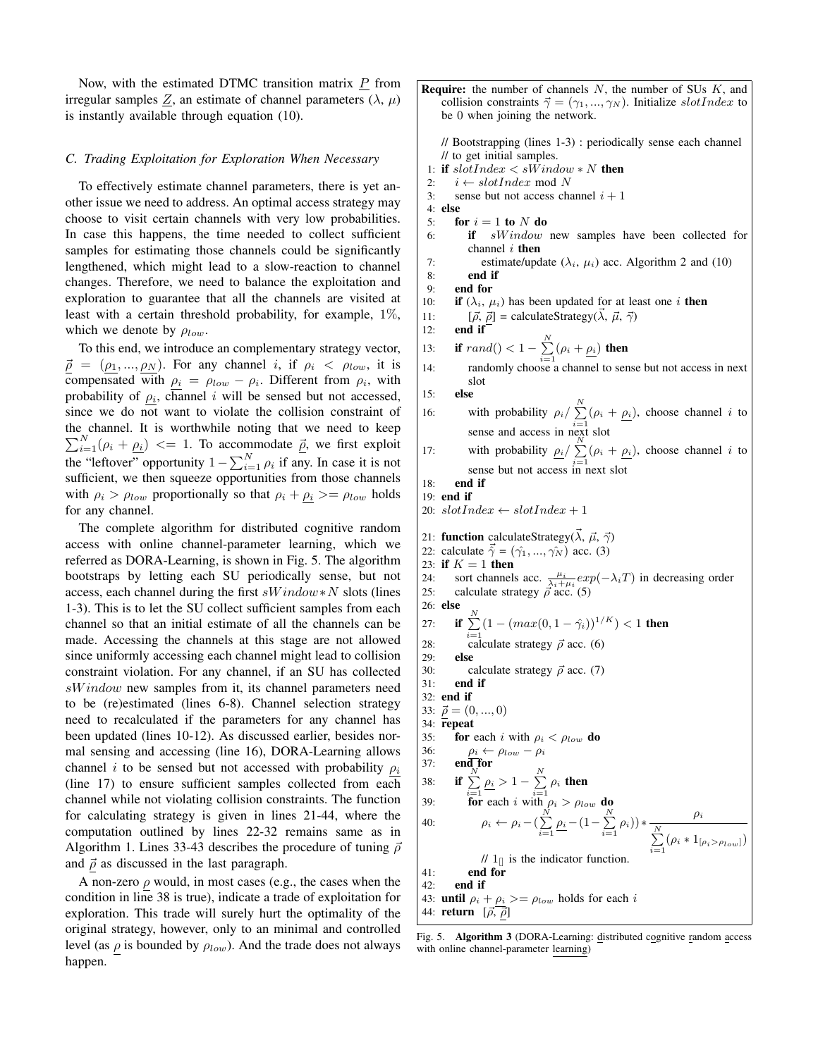Now, with the estimated DTMC transition matrix $\underline{P}$ from irregular samples $\underline{Z}$, an estimate of channel parameters ($\lambda$, $\mu$) is instantly available through equation (10).

### C. Trading Exploitation for Exploration When Necessary

To effectively estimate channel parameters, there is yet another issue we need to address. An optimal access strategy may choose to visit certain channels with very low probabilities. In case this happens, the time needed to collect sufficient samples for estimating those channels could be significantly lengthened, which might lead to a slow-reaction to channel changes. Therefore, we need to balance the exploitation and exploration to guarantee that all the channels are visited at least with a certain threshold probability, for example, 1%, which we denote by $\rho_{low}$.

To this end, we introduce an complementary strategy vector, $\vec{\underline{\rho}} = (\underline{\rho_1}, ..., \underline{\rho_N})$. For any channel $i$, if $\rho_i < \rho_{low}$, it is compensated with $\underline{\rho_i} = \rho_{low} - \rho_i$. Different from $\rho_i$, with probability of $\underline{\rho_i}$, channel $i$ will be sensed but not accessed, since we do not want to violate the collision constraint of the channel. It is worthwhile noting that we need to keep $\sum_{i=1}^{N}(\rho_i + \underline{\rho_i}) <= 1$. To accommodate $\vec{\underline{\rho}}$, we first exploit the "leftover" opportunity $1 - \sum_{i=1}^{N} \rho_i$ if any. In case it is not sufficient, we then squeeze opportunities from those channels with $\rho_i > \rho_{low}$ proportionally so that $\rho_i + \underline{\rho_i} >= \rho_{low}$ holds for any channel.

The complete algorithm for distributed cognitive random access with online channel-parameter learning, which we referred as DORA-Learning, is shown in Fig. 5. The algorithm bootstraps by letting each SU periodically sense, but not access, each channel during the first $sWindow * N$ slots (lines 1-3). This is to let the SU collect sufficient samples from each channel so that an initial estimate of all the channels can be made. Accessing the channels at this stage are not allowed since uniformly accessing each channel might lead to collision constraint violation. For any channel, if an SU has collected $sWindow$ new samples from it, its channel parameters need to be (re)estimated (lines 6-8). Channel selection strategy need to recalculated if the parameters for any channel has been updated (lines 10-12). As discussed earlier, besides normal sensing and accessing (line 16), DORA-Learning allows channel $i$ to be sensed but not accessed with probability $\underline{\rho_i}$ (line 17) to ensure sufficient samples collected from each channel while not violating collision constraints. The function for calculating strategy is given in lines 21-44, where the computation outlined by lines 22-32 remains same as in Algorithm 1. Lines 33-43 describes the procedure of tuning $\vec{\rho}$ and $\vec{\underline{\rho}}$ as discussed in the last paragraph.

A non-zero $\underline{\rho}$ would, in most cases (e.g., the cases when the condition in line 38 is true), indicate a trade of exploitation for exploration. This trade will surely hurt the optimality of the original strategy, however, only to an minimal and controlled level (as $\underline{\rho}$ is bounded by $\rho_{low}$). And the trade does not always happen.

```
Require: the number of channels N, the number of SUs K, and
    collision constraints γ⃗ = (γ_1, ..., γ_N). Initialize slotIndex to
    be 0 when joining the network.

    // Bootstrapping (lines 1-3) : periodically sense each channel
    // to get initial samples.
 1: if slotIndex < sWindow * N then
 2:     i ← slotIndex mod N
 3:     sense but not access channel i + 1
 4: else
 5:     for i = 1 to N do
 6:         if sWindow new samples have been collected for
            channel i then
 7:             estimate/update (λ_i, μ_i) acc. Algorithm 2 and (10)
 8:         end if
 9:     end for
10:     if (λ_i, μ_i) has been updated for at least one i then
11:         [ρ⃗, ρ⃗_] = calculateStrategy(λ⃗, μ⃗, γ⃗)
12:     end if
13:     if rand() < 1 − Σ_{i=1}^{N} (ρ_i + ρ_i_) then
14:         randomly choose a channel to sense but not access in next
            slot
15:     else
16:         with probability ρ_i / Σ_{i=1}^{N} (ρ_i + ρ_i_), choose channel i to
            sense and access in next slot
17:         with probability ρ_i_ / Σ_{i=1}^{N} (ρ_i + ρ_i_), choose channel i to
            sense but not access in next slot
18:     end if
19: end if
20: slotIndex ← slotIndex + 1

21: function calculateStrategy(λ⃗, μ⃗, γ⃗)
22: calculate γ̂⃗ = (γ̂_1, ..., γ̂_N) acc. (3)
23: if K = 1 then
24:     sort channels acc. μ_i/(λ_i+μ_i) exp(−λ_i T) in decreasing order
25:     calculate strategy ρ⃗ acc. (5)
26: else
27:     if Σ_{i=1}^{N} (1 − (max(0, 1 − γ̂_i))^{1/K}) < 1 then
28:         calculate strategy ρ⃗ acc. (6)
29:     else
30:         calculate strategy ρ⃗ acc. (7)
31:     end if
32: end if
33: ρ⃗_ = (0, ..., 0)
34: repeat
35:     for each i with ρ_i < ρ_low do
36:         ρ_i_ ← ρ_low − ρ_i
37:     end for
38:     if Σ_{i=1}^{N} ρ_i_ > 1 − Σ_{i=1}^{N} ρ_i then
39:         for each i with ρ_i > ρ_low do
40:             ρ_i ← ρ_i − (Σ_{i=1}^{N} ρ_i_ − (1 − Σ_{i=1}^{N} ρ_i)) * ρ_i / Σ_{i=1}^{N} (ρ_i * 1_[ρ_i > ρ_low])
                // 1_[] is the indicator function.
41:         end for
42:     end if
43: until ρ_i + ρ_i_ >= ρ_low holds for each i
44: return [ρ⃗, ρ⃗_]
```

Fig. 5. **Algorithm 3** (DORA-Learning: distributed cognitive random access with online channel-parameter learning)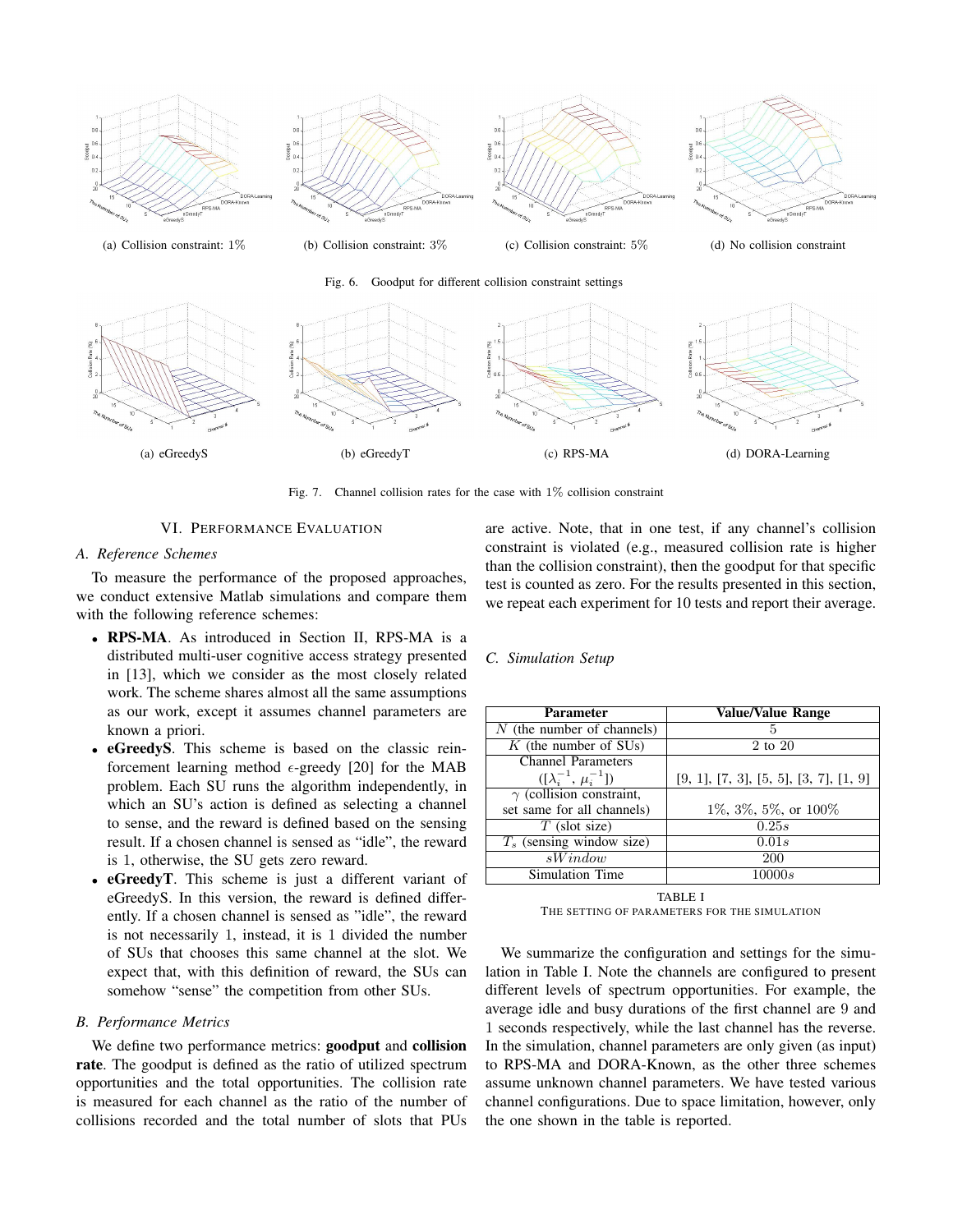(a) Collision constraint: 1%

(b) Collision constraint: 3%

(c) Collision constraint: 5%

(d) No collision constraint

Fig. 6. Goodput for different collision constraint settings

(a) eGreedyS

(b) eGreedyT

(c) RPS-MA

(d) DORA-Learning

Fig. 7. Channel collision rates for the case with 1% collision constraint

## VI. Performance Evaluation

### A. Reference Schemes

To measure the performance of the proposed approaches, we conduct extensive Matlab simulations and compare them with the following reference schemes:

- **RPS-MA**. As introduced in Section II, RPS-MA is a distributed multi-user cognitive access strategy presented in [13], which we consider as the most closely related work. The scheme shares almost all the same assumptions as our work, except it assumes channel parameters are known a priori.
- **eGreedyS**. This scheme is based on the classic reinforcement learning method $\epsilon$-greedy [20] for the MAB problem. Each SU runs the algorithm independently, in which an SU's action is defined as selecting a channel to sense, and the reward is defined based on the sensing result. If a chosen channel is sensed as "idle", the reward is 1, otherwise, the SU gets zero reward.
- **eGreedyT**. This scheme is just a different variant of eGreedyS. In this version, the reward is defined differently. If a chosen channel is sensed as "idle", the reward is not necessarily 1, instead, it is 1 divided the number of SUs that chooses this same channel at the slot. We expect that, with this definition of reward, the SUs can somehow "sense" the competition from other SUs.

### B. Performance Metrics

We define two performance metrics: **goodput** and **collision rate**. The goodput is defined as the ratio of utilized spectrum opportunities and the total opportunities. The collision rate is measured for each channel as the ratio of the number of collisions recorded and the total number of slots that PUs are active. Note, that in one test, if any channel's collision constraint is violated (e.g., measured collision rate is higher than the collision constraint), then the goodput for that specific test is counted as zero. For the results presented in this section, we repeat each experiment for 10 tests and report their average.

### C. Simulation Setup

| Parameter | Value/Value Range |
|---|---|
| $N$ (the number of channels) | 5 |
| $K$ (the number of SUs) | 2 to 20 |
| Channel Parameters ($[\lambda_i^{-1}, \mu_i^{-1}]$) | [9, 1], [7, 3], [5, 5], [3, 7], [1, 9] |
| $\gamma$ (collision constraint, set same for all channels) | 1%, 3%, 5%, or 100% |
| $T$ (slot size) | $0.25s$ |
| $T_s$ (sensing window size) | $0.01s$ |
| $sWindow$ | 200 |
| Simulation Time | $10000s$ |

TABLE I
THE SETTING OF PARAMETERS FOR THE SIMULATION

We summarize the configuration and settings for the simulation in Table I. Note the channels are configured to present different levels of spectrum opportunities. For example, the average idle and busy durations of the first channel are 9 and 1 seconds respectively, while the last channel has the reverse. In the simulation, channel parameters are only given (as input) to RPS-MA and DORA-Known, as the other three schemes assume unknown channel parameters. We have tested various channel configurations. Due to space limitation, however, only the one shown in the table is reported.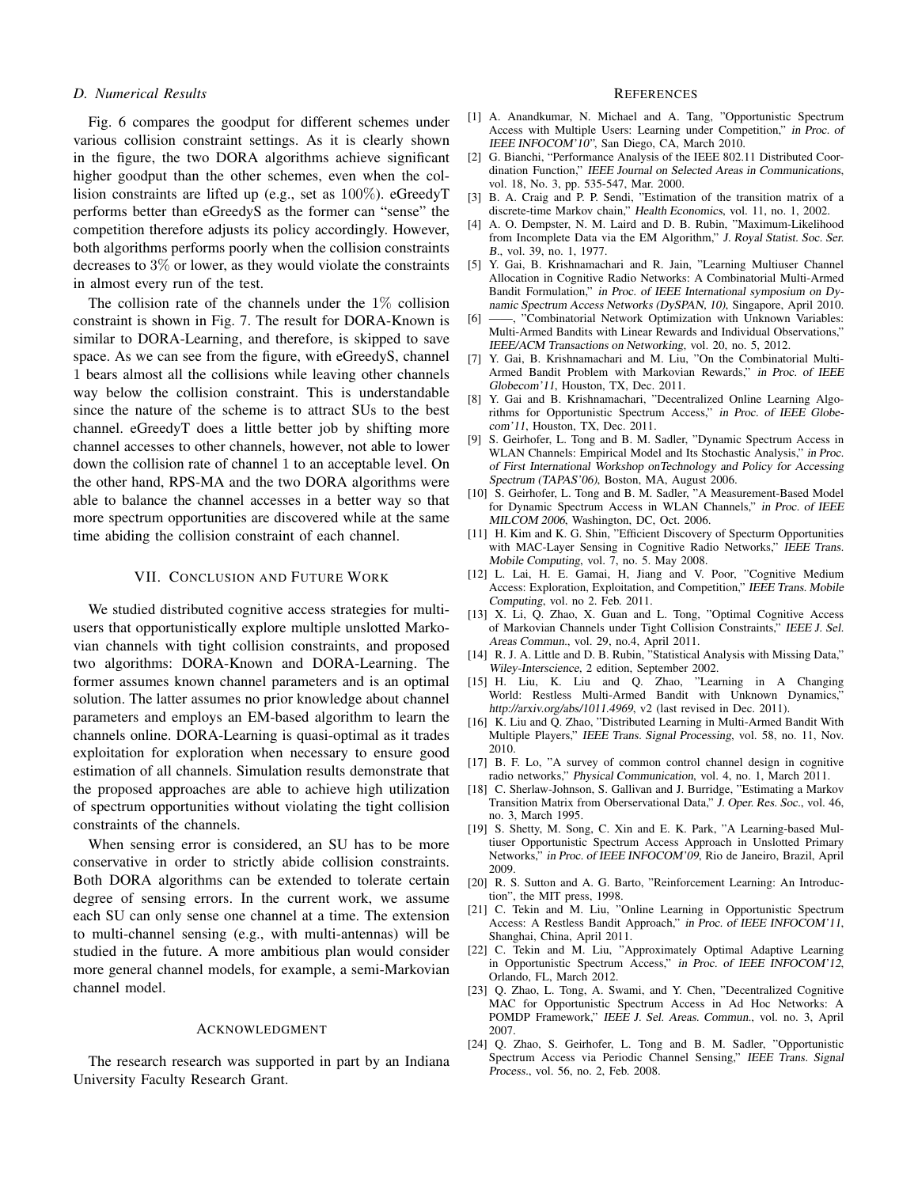### D. Numerical Results

Fig. 6 compares the goodput for different schemes under various collision constraint settings. As it is clearly shown in the figure, the two DORA algorithms achieve significant higher goodput than the other schemes, even when the collision constraints are lifted up (e.g., set as $100\%$). eGreedyT performs better than eGreedyS as the former can "sense" the competition therefore adjusts its policy accordingly. However, both algorithms performs poorly when the collision constraints decreases to $3\%$ or lower, as they would violate the constraints in almost every run of the test.

The collision rate of the channels under the $1\%$ collision constraint is shown in Fig. 7. The result for DORA-Known is similar to DORA-Learning, and therefore, is skipped to save space. As we can see from the figure, with eGreedyS, channel $1$ bears almost all the collisions while leaving other channels way below the collision constraint. This is understandable since the nature of the scheme is to attract SUs to the best channel. eGreedyT does a little better job by shifting more channel accesses to other channels, however, not able to lower down the collision rate of channel $1$ to an acceptable level. On the other hand, RPS-MA and the two DORA algorithms were able to balance the channel accesses in a better way so that more spectrum opportunities are discovered while at the same time abiding the collision constraint of each channel.

## VII. Conclusion and Future Work

We studied distributed cognitive access strategies for multi-users that opportunistically explore multiple unslotted Markovian channels with tight collision constraints, and proposed two algorithms: DORA-Known and DORA-Learning. The former assumes known channel parameters and is an optimal solution. The latter assumes no prior knowledge about channel parameters and employs an EM-based algorithm to learn the channels online. DORA-Learning is quasi-optimal as it trades exploitation for exploration when necessary to ensure good estimation of all channels. Simulation results demonstrate that the proposed approaches are able to achieve high utilization of spectrum opportunities without violating the tight collision constraints of the channels.

When sensing error is considered, an SU has to be more conservative in order to strictly abide collision constraints. Both DORA algorithms can be extended to tolerate certain degree of sensing errors. In the current work, we assume each SU can only sense one channel at a time. The extension to multi-channel sensing (e.g., with multi-antennas) will be studied in the future. A more ambitious plan would consider more general channel models, for example, a semi-Markovian channel model.

## Acknowledgment

The research research was supported in part by an Indiana University Faculty Research Grant.

## References

[1] A. Anandkumar, N. Michael and A. Tang, "Opportunistic Spectrum Access with Multiple Users: Learning under Competition," *in Proc. of IEEE INFOCOM'10"*, San Diego, CA, March 2010.

[2] G. Bianchi, "Performance Analysis of the IEEE 802.11 Distributed Coordination Function," *IEEE Journal on Selected Areas in Communications*, vol. 18, No. 3, pp. 535-547, Mar. 2000.

[3] B. A. Craig and P. P. Sendi, "Estimation of the transition matrix of a discrete-time Markov chain," *Health Economics*, vol. 11, no. 1, 2002.

[4] A. O. Dempster, N. M. Laird and D. B. Rubin, "Maximum-Likelihood from Incomplete Data via the EM Algorithm," *J. Royal Statist. Soc. Ser. B.*, vol. 39, no. 1, 1977.

[5] Y. Gai, B. Krishnamachari and R. Jain, "Learning Multiuser Channel Allocation in Cognitive Radio Networks: A Combinatorial Multi-Armed Bandit Formulation," *in Proc. of IEEE International symposium on Dynamic Spectrum Access Networks (DySPAN, 10)*, Singapore, April 2010.

[6] ——, "Combinatorial Network Optimization with Unknown Variables: Multi-Armed Bandits with Linear Rewards and Individual Observations," *IEEE/ACM Transactions on Networking*, vol. 20, no. 5, 2012.

[7] Y. Gai, B. Krishnamachari and M. Liu, "On the Combinatorial Multi-Armed Bandit Problem with Markovian Rewards," *in Proc. of IEEE Globecom'11*, Houston, TX, Dec. 2011.

[8] Y. Gai and B. Krishnamachari, "Decentralized Online Learning Algorithms for Opportunistic Spectrum Access," *in Proc. of IEEE Globecom'11*, Houston, TX, Dec. 2011.

[9] S. Geirhofer, L. Tong and B. M. Sadler, "Dynamic Spectrum Access in WLAN Channels: Empirical Model and Its Stochastic Analysis," *in Proc. of First International Workshop onTechnology and Policy for Accessing Spectrum (TAPAS'06)*, Boston, MA, August 2006.

[10] S. Geirhofer, L. Tong and B. M. Sadler, "A Measurement-Based Model for Dynamic Spectrum Access in WLAN Channels," *in Proc. of IEEE MILCOM 2006*, Washington, DC, Oct. 2006.

[11] H. Kim and K. G. Shin, "Efficient Discovery of Specturm Opportunities with MAC-Layer Sensing in Cognitive Radio Networks," *IEEE Trans. Mobile Computing*, vol. 7, no. 5. May 2008.

[12] L. Lai, H. E. Gamai, H, Jiang and V. Poor, "Cognitive Medium Access: Exploration, Exploitation, and Competition," *IEEE Trans. Mobile Computing*, vol. no 2. Feb. 2011.

[13] X. Li, Q. Zhao, X. Guan and L. Tong, "Optimal Cognitive Access of Markovian Channels under Tight Collision Constraints," *IEEE J. Sel. Areas Commun.*, vol. 29, no.4, April 2011.

[14] R. J. A. Little and D. B. Rubin, "Statistical Analysis with Missing Data," *Wiley-Interscience*, 2 edition, September 2002.

[15] H. Liu, K. Liu and Q. Zhao, "Learning in A Changing World: Restless Multi-Armed Bandit with Unknown Dynamics," *http://arxiv.org/abs/1011.4969*, v2 (last revised in Dec. 2011).

[16] K. Liu and Q. Zhao, "Distributed Learning in Multi-Armed Bandit With Multiple Players," *IEEE Trans. Signal Processing*, vol. 58, no. 11, Nov. 2010.

[17] B. F. Lo, "A survey of common control channel design in cognitive radio networks," *Physical Communication*, vol. 4, no. 1, March 2011.

[18] C. Sherlaw-Johnson, S. Gallivan and J. Burridge, "Estimating a Markov Transition Matrix from Oberservational Data," *J. Oper. Res. Soc.*, vol. 46, no. 3, March 1995.

[19] S. Shetty, M. Song, C. Xin and E. K. Park, "A Learning-based Multiuser Opportunistic Spectrum Access Approach in Unslotted Primary Networks," *in Proc. of IEEE INFOCOM'09*, Rio de Janeiro, Brazil, April 2009.

[20] R. S. Sutton and A. G. Barto, "Reinforcement Learning: An Introduction", the MIT press, 1998.

[21] C. Tekin and M. Liu, "Online Learning in Opportunistic Spectrum Access: A Restless Bandit Approach," *in Proc. of IEEE INFOCOM'11*, Shanghai, China, April 2011.

[22] C. Tekin and M. Liu, "Approximately Optimal Adaptive Learning in Opportunistic Spectrum Access," *in Proc. of IEEE INFOCOM'12*, Orlando, FL, March 2012.

[23] Q. Zhao, L. Tong, A. Swami, and Y. Chen, "Decentralized Cognitive MAC for Opportunistic Spectrum Access in Ad Hoc Networks: A POMDP Framework," *IEEE J. Sel. Areas. Commun.*, vol. no. 3, April 2007.

[24] Q. Zhao, S. Geirhofer, L. Tong and B. M. Sadler, "Opportunistic Spectrum Access via Periodic Channel Sensing," *IEEE Trans. Signal Process.*, vol. 56, no. 2, Feb. 2008.